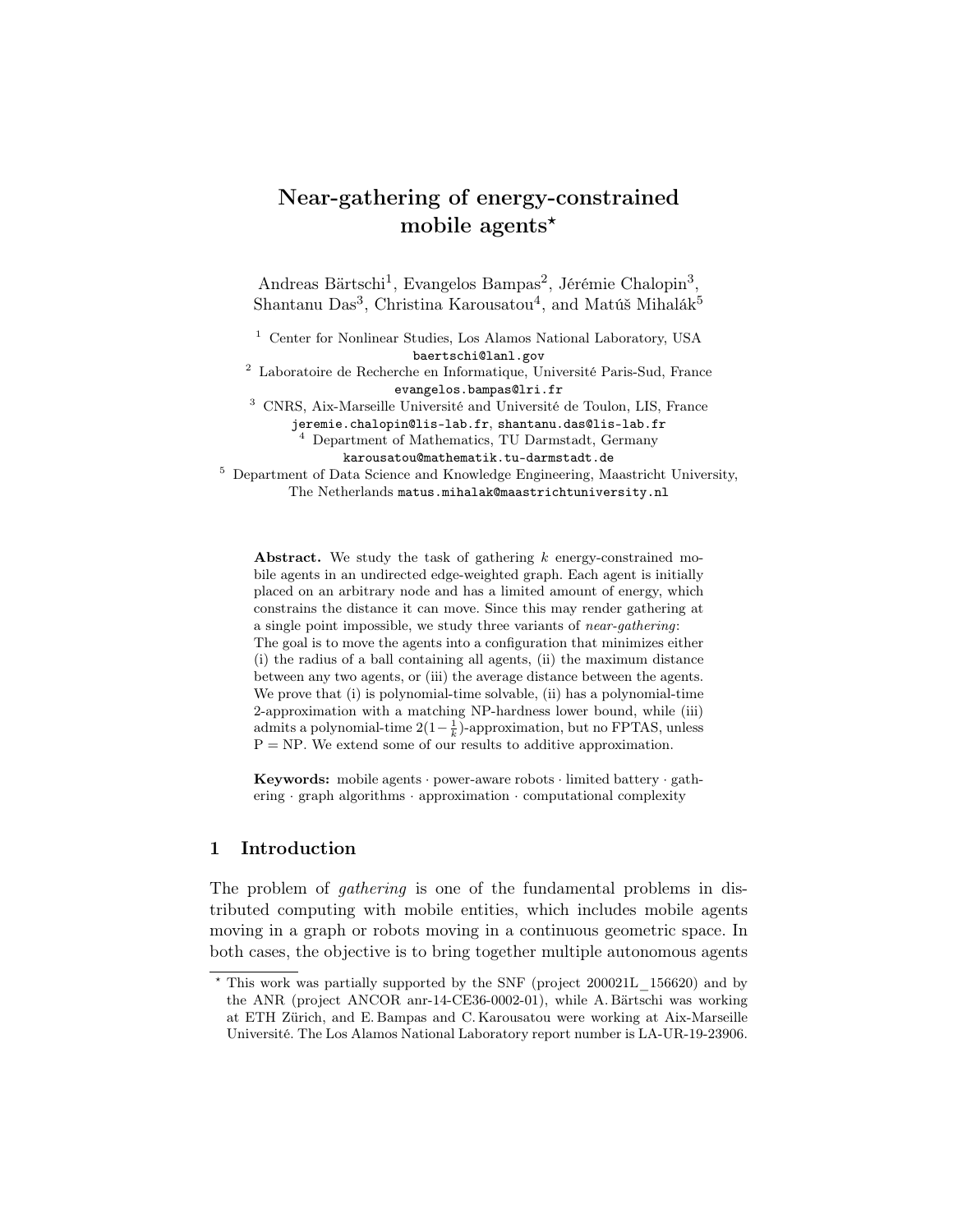# Near-gathering of energy-constrained mobile agents*

Andreas Bärtschi[1], Evangelos Bampas[2], Jérémie Chalopin[3], Shantanu Das[3], Christina Karousatou[4], and Matúš Mihalák[5]

[1] Center for Nonlinear Studies, Los Alamos National Laboratory, USA
baertschi@lanl.gov

[2] Laboratoire de Recherche en Informatique, Université Paris-Sud, France
evangelos.bampas@lri.fr

[3] CNRS, Aix-Marseille Université and Université de Toulon, LIS, France
jeremie.chalopin@lis-lab.fr, shantanu.das@lis-lab.fr

[4] Department of Mathematics, TU Darmstadt, Germany
karousatou@mathematik.tu-darmstadt.de

[5] Department of Data Science and Knowledge Engineering, Maastricht University, The Netherlands matus.mihalak@maastrichtuniversity.nl

**Abstract.** We study the task of gathering $k$ energy-constrained mobile agents in an undirected edge-weighted graph. Each agent is initially placed on an arbitrary node and has a limited amount of energy, which constrains the distance it can move. Since this may render gathering at a single point impossible, we study three variants of *near-gathering*: The goal is to move the agents into a configuration that minimizes either (i) the radius of a ball containing all agents, (ii) the maximum distance between any two agents, or (iii) the average distance between the agents. We prove that (i) is polynomial-time solvable, (ii) has a polynomial-time 2-approximation with a matching NP-hardness lower bound, while (iii) admits a polynomial-time $2(1-\frac{1}{k})$-approximation, but no FPTAS, unless P = NP. We extend some of our results to additive approximation.

**Keywords:** mobile agents · power-aware robots · limited battery · gathering · graph algorithms · approximation · computational complexity

## 1 Introduction

The problem of *gathering* is one of the fundamental problems in distributed computing with mobile entities, which includes mobile agents moving in a graph or robots moving in a continuous geometric space. In both cases, the objective is to bring together multiple autonomous agents

---

* This work was partially supported by the SNF (project 200021L_156620) and by the ANR (project ANCOR anr-14-CE36-0002-01), while A. Bärtschi was working at ETH Zürich, and E. Bampas and C. Karousatou were working at Aix-Marseille Université. The Los Alamos National Laboratory report number is LA-UR-19-23906.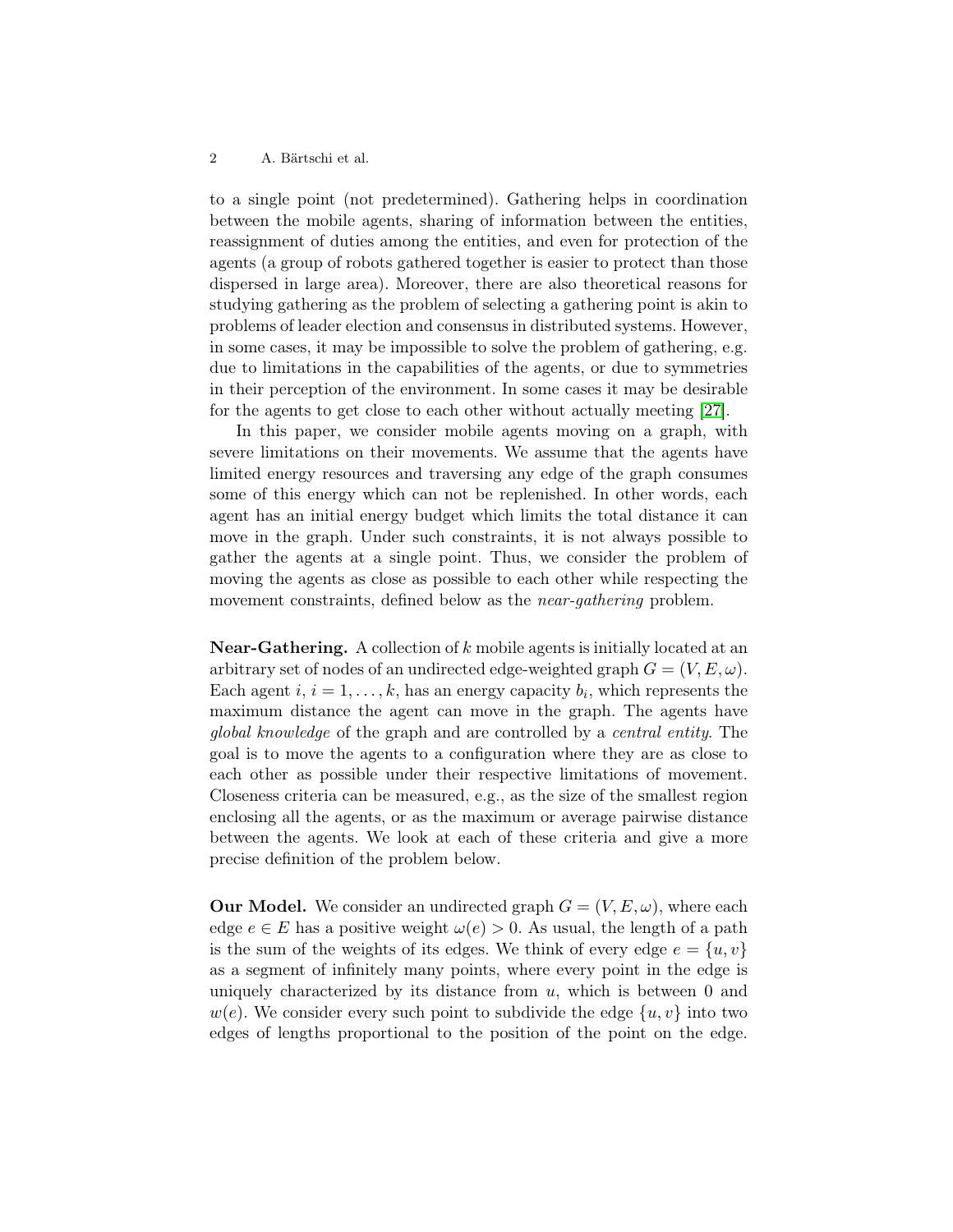to a single point (not predetermined). Gathering helps in coordination between the mobile agents, sharing of information between the entities, reassignment of duties among the entities, and even for protection of the agents (a group of robots gathered together is easier to protect than those dispersed in large area). Moreover, there are also theoretical reasons for studying gathering as the problem of selecting a gathering point is akin to problems of leader election and consensus in distributed systems. However, in some cases, it may be impossible to solve the problem of gathering, e.g. due to limitations in the capabilities of the agents, or due to symmetries in their perception of the environment. In some cases it may be desirable for the agents to get close to each other without actually meeting [27].

In this paper, we consider mobile agents moving on a graph, with severe limitations on their movements. We assume that the agents have limited energy resources and traversing any edge of the graph consumes some of this energy which can not be replenished. In other words, each agent has an initial energy budget which limits the total distance it can move in the graph. Under such constraints, it is not always possible to gather the agents at a single point. Thus, we consider the problem of moving the agents as close as possible to each other while respecting the movement constraints, defined below as the *near-gathering* problem.

**Near-Gathering.** A collection of $k$ mobile agents is initially located at an arbitrary set of nodes of an undirected edge-weighted graph $G = (V, E, \omega)$. Each agent $i$, $i = 1, \ldots, k$, has an energy capacity $b_i$, which represents the maximum distance the agent can move in the graph. The agents have *global knowledge* of the graph and are controlled by a *central entity*. The goal is to move the agents to a configuration where they are as close to each other as possible under their respective limitations of movement. Closeness criteria can be measured, e.g., as the size of the smallest region enclosing all the agents, or as the maximum or average pairwise distance between the agents. We look at each of these criteria and give a more precise definition of the problem below.

**Our Model.** We consider an undirected graph $G = (V, E, \omega)$, where each edge $e \in E$ has a positive weight $\omega(e) > 0$. As usual, the length of a path is the sum of the weights of its edges. We think of every edge $e = \{u, v\}$ as a segment of infinitely many points, where every point in the edge is uniquely characterized by its distance from $u$, which is between 0 and $w(e)$. We consider every such point to subdivide the edge $\{u, v\}$ into two edges of lengths proportional to the position of the point on the edge.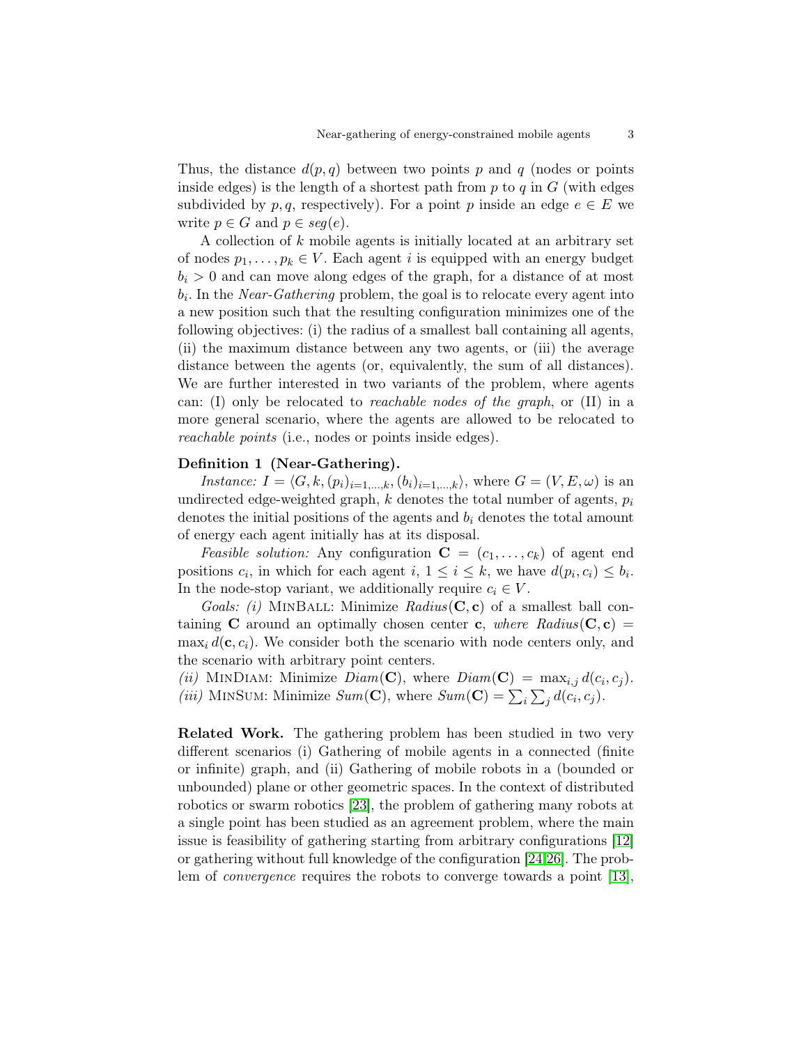Thus, the distance $d(p, q)$ between two points $p$ and $q$ (nodes or points inside edges) is the length of a shortest path from $p$ to $q$ in $G$ (with edges subdivided by $p, q$, respectively). For a point $p$ inside an edge $e \in E$ we write $p \in G$ and $p \in seg(e)$.

A collection of $k$ mobile agents is initially located at an arbitrary set of nodes $p_1, \dots, p_k \in V$. Each agent $i$ is equipped with an energy budget $b_i > 0$ and can move along edges of the graph, for a distance of at most $b_i$. In the *Near-Gathering* problem, the goal is to relocate every agent into a new position such that the resulting configuration minimizes one of the following objectives: (i) the radius of a smallest ball containing all agents, (ii) the maximum distance between any two agents, or (iii) the average distance between the agents (or, equivalently, the sum of all distances). We are further interested in two variants of the problem, where agents can: (I) only be relocated to *reachable nodes of the graph*, or (II) in a more general scenario, where the agents are allowed to be relocated to *reachable points* (i.e., nodes or points inside edges).

**Definition 1 (Near-Gathering).**

*Instance:* $I = \langle G, k, (p_i)_{i=1,\dots,k}, (b_i)_{i=1,\dots,k} \rangle$, where $G = (V, E, \omega)$ is an undirected edge-weighted graph, $k$ denotes the total number of agents, $p_i$ denotes the initial positions of the agents and $b_i$ denotes the total amount of energy each agent initially has at its disposal.

*Feasible solution:* Any configuration $\mathbf{C} = (c_1, \dots, c_k)$ of agent end positions $c_i$, in which for each agent $i$, $1 \le i \le k$, we have $d(p_i, c_i) \le b_i$. In the node-stop variant, we additionally require $c_i \in V$.

*Goals: (i)* MinBall: Minimize $Radius(\mathbf{C}, \mathbf{c})$ of a smallest ball containing $\mathbf{C}$ around an optimally chosen center $\mathbf{c}$, *where* $Radius(\mathbf{C}, \mathbf{c}) = \max_i d(\mathbf{c}, c_i)$. We consider both the scenario with node centers only, and the scenario with arbitrary point centers.
*(ii)* MinDiam: Minimize $Diam(\mathbf{C})$, where $Diam(\mathbf{C}) = \max_{i,j} d(c_i, c_j)$.
*(iii)* MinSum: Minimize $Sum(\mathbf{C})$, where $Sum(\mathbf{C}) = \sum_i \sum_j d(c_i, c_j)$.

**Related Work.** The gathering problem has been studied in two very different scenarios (i) Gathering of mobile agents in a connected (finite or infinite) graph, and (ii) Gathering of mobile robots in a (bounded or unbounded) plane or other geometric spaces. In the context of distributed robotics or swarm robotics [23], the problem of gathering many robots at a single point has been studied as an agreement problem, where the main issue is feasibility of gathering starting from arbitrary configurations [12] or gathering without full knowledge of the configuration [24,26]. The problem of *convergence* requires the robots to converge towards a point [13],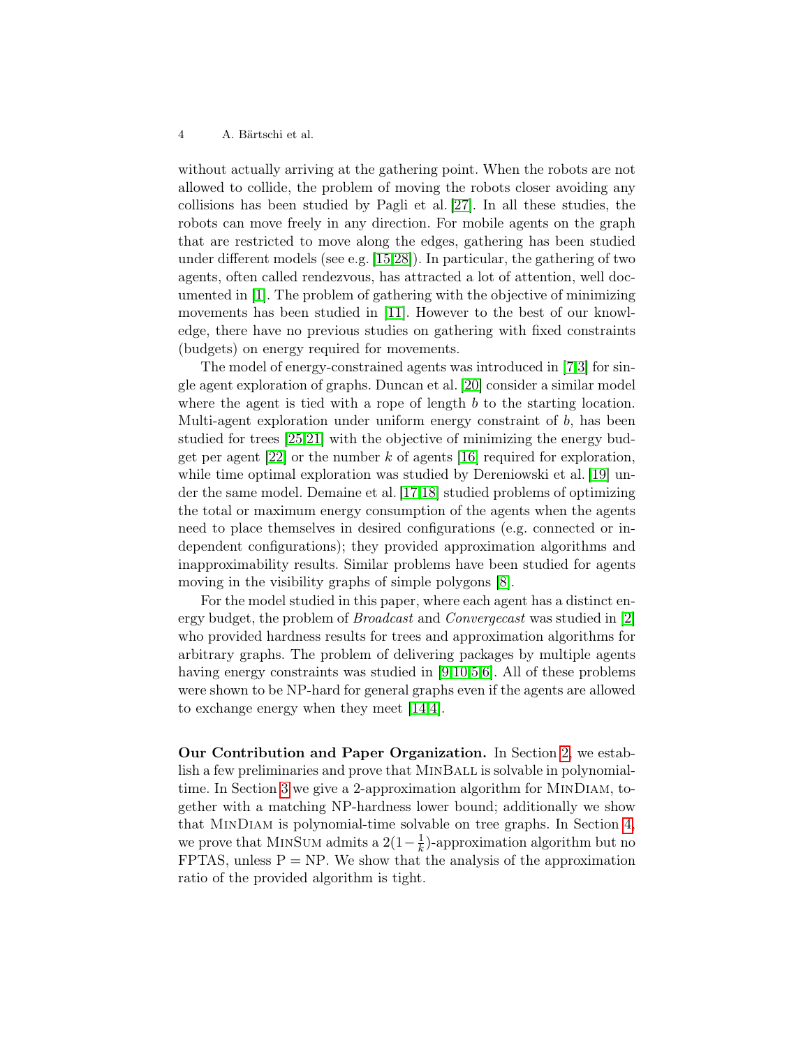without actually arriving at the gathering point. When the robots are not allowed to collide, the problem of moving the robots closer avoiding any collisions has been studied by Pagli et al. [27]. In all these studies, the robots can move freely in any direction. For mobile agents on the graph that are restricted to move along the edges, gathering has been studied under different models (see e.g. [15,28]). In particular, the gathering of two agents, often called rendezvous, has attracted a lot of attention, well documented in [1]. The problem of gathering with the objective of minimizing movements has been studied in [11]. However to the best of our knowledge, there have no previous studies on gathering with fixed constraints (budgets) on energy required for movements.

The model of energy-constrained agents was introduced in [7,3] for single agent exploration of graphs. Duncan et al. [20] consider a similar model where the agent is tied with a rope of length $b$ to the starting location. Multi-agent exploration under uniform energy constraint of $b$, has been studied for trees [25,21] with the objective of minimizing the energy budget per agent [22] or the number $k$ of agents [16] required for exploration, while time optimal exploration was studied by Dereniowski et al. [19] under the same model. Demaine et al. [17,18] studied problems of optimizing the total or maximum energy consumption of the agents when the agents need to place themselves in desired configurations (e.g. connected or independent configurations); they provided approximation algorithms and inapproximability results. Similar problems have been studied for agents moving in the visibility graphs of simple polygons [8].

For the model studied in this paper, where each agent has a distinct energy budget, the problem of *Broadcast* and *Convergecast* was studied in [2] who provided hardness results for trees and approximation algorithms for arbitrary graphs. The problem of delivering packages by multiple agents having energy constraints was studied in [9,10,5,6]. All of these problems were shown to be NP-hard for general graphs even if the agents are allowed to exchange energy when they meet [14,4].

**Our Contribution and Paper Organization.** In Section 2, we establish a few preliminaries and prove that MinBall is solvable in polynomial-time. In Section 3 we give a 2-approximation algorithm for MinDiam, together with a matching NP-hardness lower bound; additionally we show that MinDiam is polynomial-time solvable on tree graphs. In Section 4, we prove that MinSum admits a $2(1-\frac{1}{k})$-approximation algorithm but no FPTAS, unless P = NP. We show that the analysis of the approximation ratio of the provided algorithm is tight.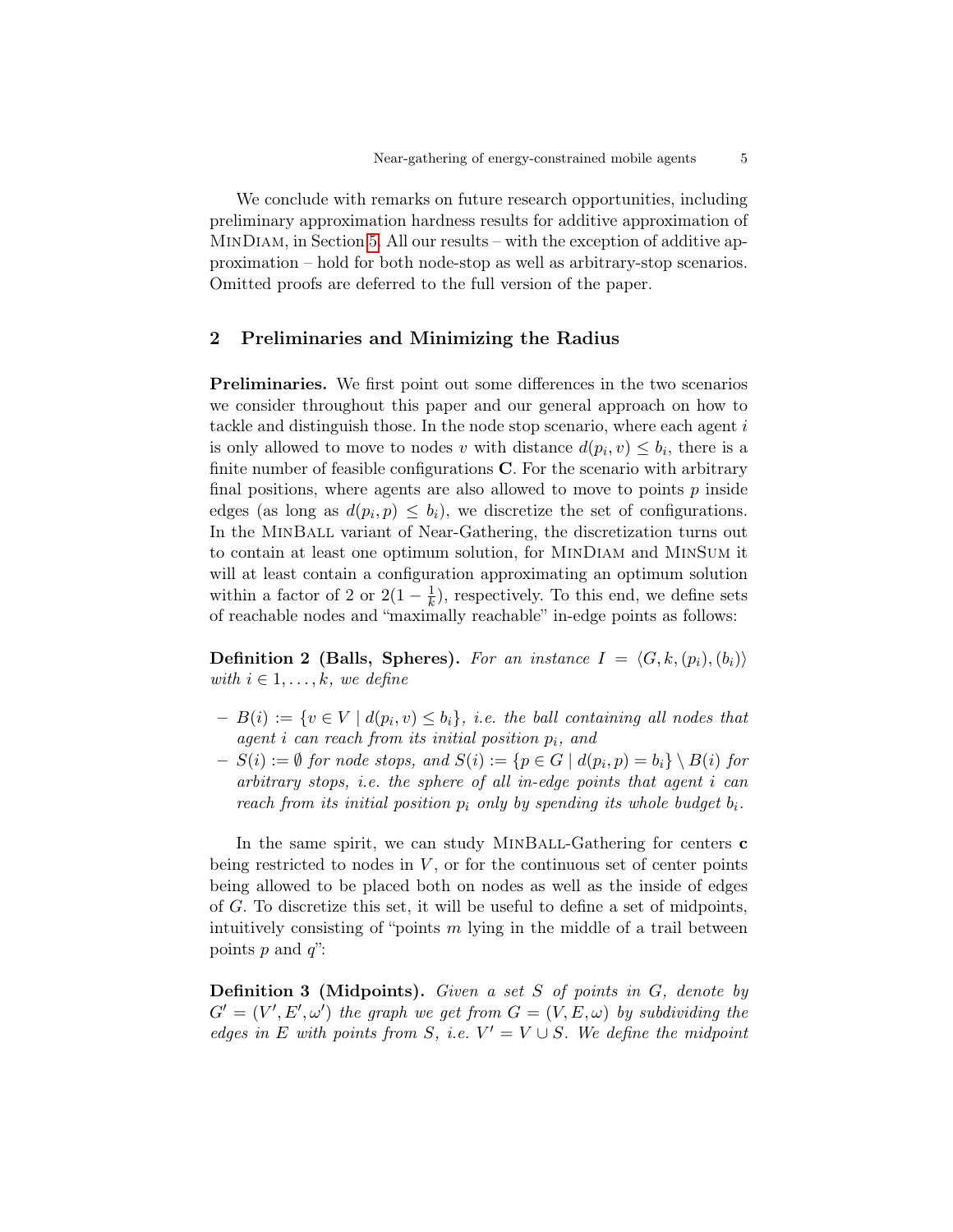We conclude with remarks on future research opportunities, including preliminary approximation hardness results for additive approximation of MinDiam, in Section 5. All our results – with the exception of additive approximation – hold for both node-stop as well as arbitrary-stop scenarios. Omitted proofs are deferred to the full version of the paper.

## 2 Preliminaries and Minimizing the Radius

**Preliminaries.** We first point out some differences in the two scenarios we consider throughout this paper and our general approach on how to tackle and distinguish those. In the node stop scenario, where each agent $i$ is only allowed to move to nodes $v$ with distance $d(p_i, v) \leq b_i$, there is a finite number of feasible configurations $\mathbf{C}$. For the scenario with arbitrary final positions, where agents are also allowed to move to points $p$ inside edges (as long as $d(p_i, p) \leq b_i$), we discretize the set of configurations. In the MinBall variant of Near-Gathering, the discretization turns out to contain at least one optimum solution, for MinDiam and MinSum it will at least contain a configuration approximating an optimum solution within a factor of 2 or $2(1 - \frac{1}{k})$, respectively. To this end, we define sets of reachable nodes and "maximally reachable" in-edge points as follows:

**Definition 2 (Balls, Spheres).** *For an instance $I = \langle G, k, (p_i), (b_i) \rangle$ with $i \in 1, \ldots, k$, we define*

- $B(i) := \{v \in V \mid d(p_i, v) \leq b_i\}$, *i.e. the ball containing all nodes that agent $i$ can reach from its initial position $p_i$, and*
- $S(i) := \emptyset$ *for node stops, and* $S(i) := \{p \in G \mid d(p_i, p) = b_i\} \setminus B(i)$ *for arbitrary stops, i.e. the sphere of all in-edge points that agent $i$ can reach from its initial position $p_i$ only by spending its whole budget $b_i$.*

In the same spirit, we can study MinBall-Gathering for centers $\mathbf{c}$ being restricted to nodes in $V$, or for the continuous set of center points being allowed to be placed both on nodes as well as the inside of edges of $G$. To discretize this set, it will be useful to define a set of midpoints, intuitively consisting of "points $m$ lying in the middle of a trail between points $p$ and $q$":

**Definition 3 (Midpoints).** *Given a set $S$ of points in $G$, denote by $G' = (V', E', \omega')$ the graph we get from $G = (V, E, \omega)$ by subdividing the edges in $E$ with points from $S$, i.e. $V' = V \cup S$. We define the midpoint*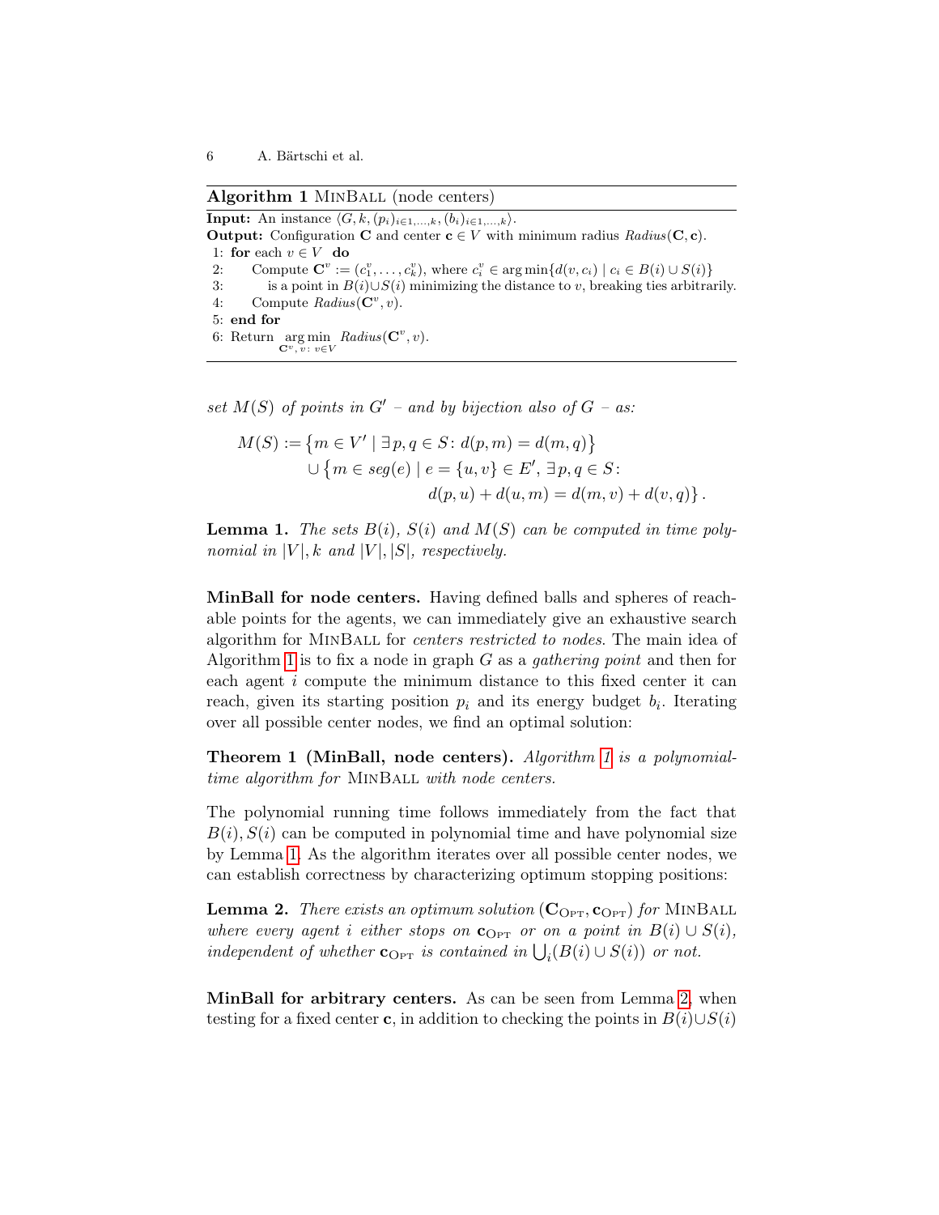**Algorithm 1** MinBall (node centers)

**Input:** An instance $\langle G, k, (p_i)_{i\in 1,\ldots,k}, (b_i)_{i\in 1,\ldots,k}\rangle$.
**Output:** Configuration $\mathbf{C}$ and center $\mathbf{c} \in V$ with minimum radius $\mathit{Radius}(\mathbf{C}, \mathbf{c})$.

```
1: for each v ∈ V do
2:     Compute C^v := (c_1^v, ..., c_k^v), where c_i^v ∈ arg min{d(v, c_i) | c_i ∈ B(i) ∪ S(i)}
3:        is a point in B(i)∪S(i) minimizing the distance to v, breaking ties arbitrarily.
4:     Compute Radius(C^v, v).
5: end for
6: Return arg min_{C^v, v: v∈V} Radius(C^v, v).
```

*set $M(S)$ of points in $G'$ – and by bijection also of $G$ – as:*

$$
\begin{aligned}
M(S) := &\left\{ m \in V' \mid \exists\, p, q \in S \colon d(p,m) = d(m,q) \right\} \\
&\cup \left\{ m \in \mathit{seg}(e) \mid e = \{u,v\} \in E',\, \exists\, p, q \in S \colon \right. \\
&\qquad\qquad \left. d(p,u) + d(u,m) = d(m,v) + d(v,q) \right\}.
\end{aligned}
$$

**Lemma 1.** *The sets $B(i)$, $S(i)$ and $M(S)$ can be computed in time polynomial in $|V|, k$ and $|V|, |S|$, respectively.*

**MinBall for node centers.** Having defined balls and spheres of reachable points for the agents, we can immediately give an exhaustive search algorithm for MinBall for *centers restricted to nodes*. The main idea of Algorithm 1 is to fix a node in graph $G$ as a *gathering point* and then for each agent $i$ compute the minimum distance to this fixed center it can reach, given its starting position $p_i$ and its energy budget $b_i$. Iterating over all possible center nodes, we find an optimal solution:

**Theorem 1 (MinBall, node centers).** *Algorithm 1 is a polynomial-time algorithm for* MinBall *with node centers.*

The polynomial running time follows immediately from the fact that $B(i), S(i)$ can be computed in polynomial time and have polynomial size by Lemma 1. As the algorithm iterates over all possible center nodes, we can establish correctness by characterizing optimum stopping positions:

**Lemma 2.** *There exists an optimum solution $(\mathbf{C}_{\text{OPT}}, \mathbf{c}_{\text{OPT}})$ for* MinBall *where every agent $i$ either stops on $\mathbf{c}_{\text{OPT}}$ or on a point in $B(i) \cup S(i)$, independent of whether $\mathbf{c}_{\text{OPT}}$ is contained in $\bigcup_i (B(i) \cup S(i))$ or not.*

**MinBall for arbitrary centers.** As can be seen from Lemma 2, when testing for a fixed center $\mathbf{c}$, in addition to checking the points in $B(i) \cup S(i)$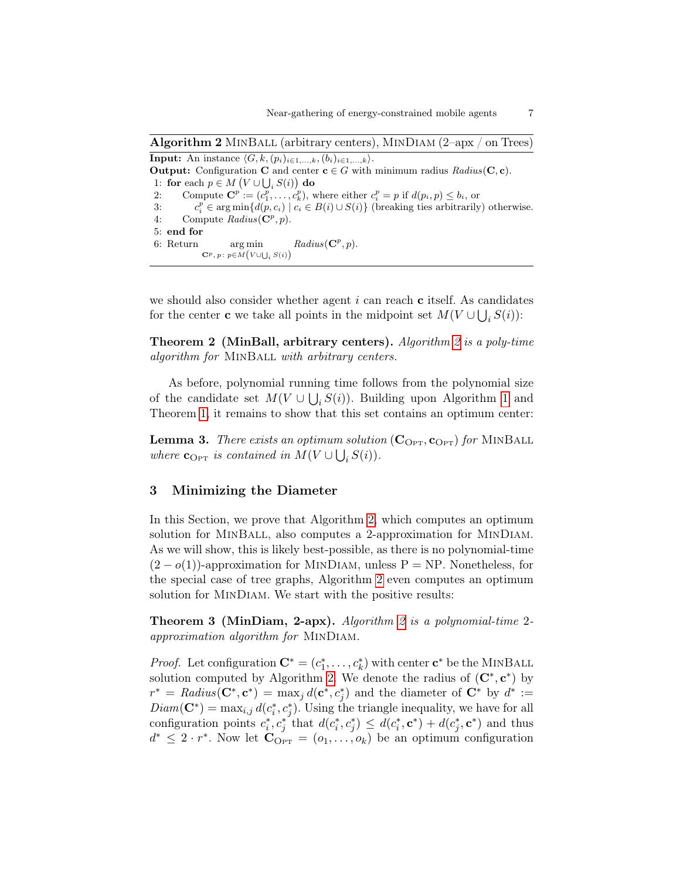**Algorithm 2** MinBall (arbitrary centers), MinDiam (2–apx / on Trees)

**Input:** An instance $\langle G, k, (p_i)_{i \in 1,\dots,k}, (b_i)_{i \in 1,\dots,k} \rangle$.
**Output:** Configuration $\mathbf{C}$ and center $\mathbf{c} \in G$ with minimum radius $Radius(\mathbf{C}, \mathbf{c})$.

```
1: for each p ∈ M(V ∪ ⋃_i S(i)) do
2:     Compute C^p := (c_1^p, ..., c_k^p), where either c_i^p = p if d(p_i, p) ≤ b_i, or
3:         c_i^p ∈ arg min{d(p, c_i) | c_i ∈ B(i) ∪ S(i)} (breaking ties arbitrarily) otherwise.
4:     Compute Radius(C^p, p).
5: end for
6: Return arg min_{C^p, p : p ∈ M(V ∪ ⋃_i S(i))} Radius(C^p, p).
```

we should also consider whether agent $i$ can reach $\mathbf{c}$ itself. As candidates for the center $\mathbf{c}$ we take all points in the midpoint set $M(V \cup \bigcup_i S(i))$:

**Theorem 2 (MinBall, arbitrary centers).** *Algorithm 2 is a poly-time algorithm for* MinBall *with arbitrary centers.*

As before, polynomial running time follows from the polynomial size of the candidate set $M(V \cup \bigcup_i S(i))$. Building upon Algorithm 1 and Theorem 1, it remains to show that this set contains an optimum center:

**Lemma 3.** *There exists an optimum solution* $(\mathbf{C}_{\text{OPT}}, \mathbf{c}_{\text{OPT}})$ *for* MinBall *where* $\mathbf{c}_{\text{OPT}}$ *is contained in* $M(V \cup \bigcup_i S(i))$.

## 3 Minimizing the Diameter

In this Section, we prove that Algorithm 2, which computes an optimum solution for MinBall, also computes a 2-approximation for MinDiam. As we will show, this is likely best-possible, as there is no polynomial-time $(2 - o(1))$-approximation for MinDiam, unless P = NP. Nonetheless, for the special case of tree graphs, Algorithm 2 even computes an optimum solution for MinDiam. We start with the positive results:

**Theorem 3 (MinDiam, 2-apx).** *Algorithm 2 is a polynomial-time 2-approximation algorithm for* MinDiam.

*Proof.* Let configuration $\mathbf{C}^* = (c_1^*, \dots, c_k^*)$ with center $\mathbf{c}^*$ be the MinBall solution computed by Algorithm 2. We denote the radius of $(\mathbf{C}^*, \mathbf{c}^*)$ by $r^* = Radius(\mathbf{C}^*, \mathbf{c}^*) = \max_j d(\mathbf{c}^*, c_j^*)$ and the diameter of $\mathbf{C}^*$ by $d^* := Diam(\mathbf{C}^*) = \max_{i,j} d(c_i^*, c_j^*)$. Using the triangle inequality, we have for all configuration points $c_i^*, c_j^*$ that $d(c_i^*, c_j^*) \leq d(c_i^*, \mathbf{c}^*) + d(c_j^*, \mathbf{c}^*)$ and thus $d^* \leq 2 \cdot r^*$. Now let $\mathbf{C}_{\text{OPT}} = (o_1, \dots, o_k)$ be an optimum configuration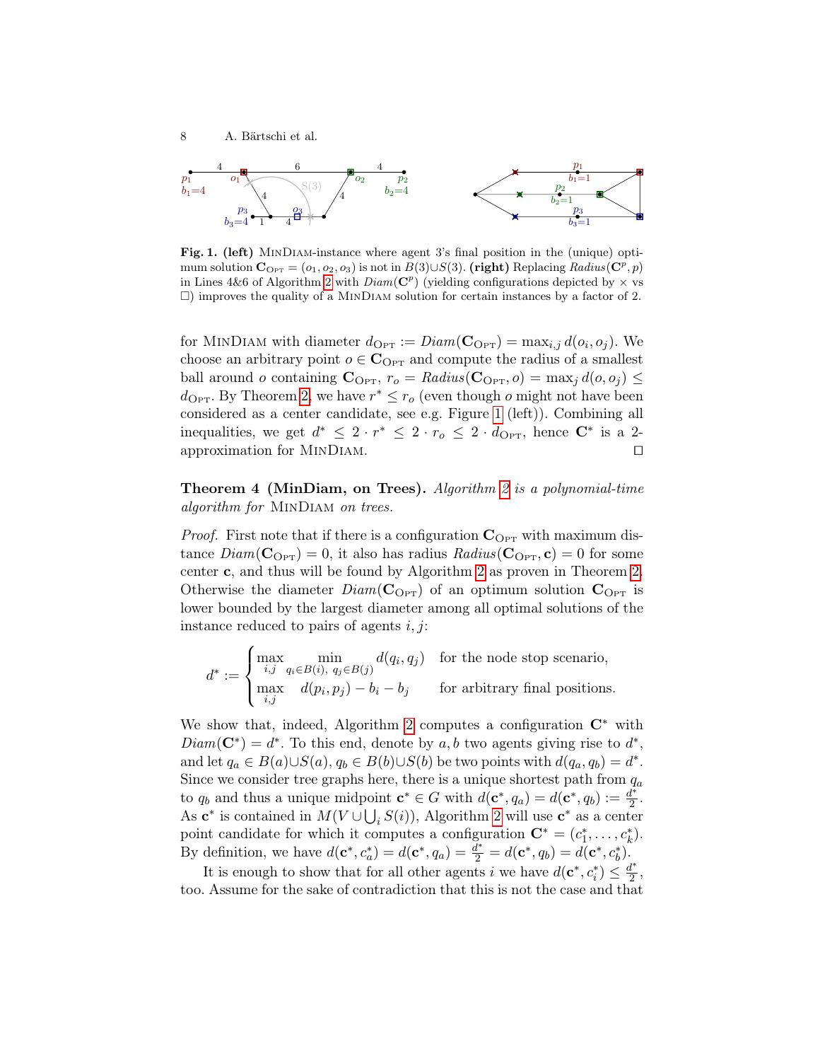**Fig. 1. (left)** MinDiam-instance where agent 3's final position in the (unique) optimum solution $\mathbf{C}_{\text{Opt}} = (o_1, o_2, o_3)$ is not in $B(3) \cup S(3)$. **(right)** Replacing $Radius(\mathbf{C}^p, p)$ in Lines 4&6 of Algorithm 2 with $Diam(\mathbf{C}^p)$ (yielding configurations depicted by $\times$ vs $\square$) improves the quality of a MinDiam solution for certain instances by a factor of 2.

for MinDiam with diameter $d_{\text{Opt}} := Diam(\mathbf{C}_{\text{Opt}}) = \max_{i,j} d(o_i, o_j)$. We choose an arbitrary point $o \in \mathbf{C}_{\text{Opt}}$ and compute the radius of a smallest ball around $o$ containing $\mathbf{C}_{\text{Opt}}$, $r_o = Radius(\mathbf{C}_{\text{Opt}}, o) = \max_j d(o, o_j) \leq d_{\text{Opt}}$. By Theorem 2, we have $r^* \leq r_o$ (even though $o$ might not have been considered as a center candidate, see e.g. Figure 1 (left)). Combining all inequalities, we get $d^* \leq 2 \cdot r^* \leq 2 \cdot r_o \leq 2 \cdot d_{\text{Opt}}$, hence $\mathbf{C}^*$ is a 2-approximation for MinDiam. $\square$

**Theorem 4 (MinDiam, on Trees).** *Algorithm 2 is a polynomial-time algorithm for* MinDiam *on trees.*

*Proof.* First note that if there is a configuration $\mathbf{C}_{\text{Opt}}$ with maximum distance $Diam(\mathbf{C}_{\text{Opt}}) = 0$, it also has radius $Radius(\mathbf{C}_{\text{Opt}}, \mathbf{c}) = 0$ for some center $\mathbf{c}$, and thus will be found by Algorithm 2 as proven in Theorem 2. Otherwise the diameter $Diam(\mathbf{C}_{\text{Opt}})$ of an optimum solution $\mathbf{C}_{\text{Opt}}$ is lower bounded by the largest diameter among all optimal solutions of the instance reduced to pairs of agents $i, j$:

$$d^* := \begin{cases} \max\limits_{i,j} \min\limits_{q_i \in B(i),\ q_j \in B(j)} d(q_i, q_j) & \text{for the node stop scenario,} \\ \max\limits_{i,j} \quad d(p_i, p_j) - b_i - b_j & \text{for arbitrary final positions.} \end{cases}$$

We show that, indeed, Algorithm 2 computes a configuration $\mathbf{C}^*$ with $Diam(\mathbf{C}^*) = d^*$. To this end, denote by $a, b$ two agents giving rise to $d^*$, and let $q_a \in B(a) \cup S(a)$, $q_b \in B(b) \cup S(b)$ be two points with $d(q_a, q_b) = d^*$. Since we consider tree graphs here, there is a unique shortest path from $q_a$ to $q_b$ and thus a unique midpoint $\mathbf{c}^* \in G$ with $d(\mathbf{c}^*, q_a) = d(\mathbf{c}^*, q_b) := \frac{d^*}{2}$. As $\mathbf{c}^*$ is contained in $M(V \cup \bigcup_i S(i))$, Algorithm 2 will use $\mathbf{c}^*$ as a center point candidate for which it computes a configuration $\mathbf{C}^* = (c_1^*, \ldots, c_k^*)$. By definition, we have $d(\mathbf{c}^*, c_a^*) = d(\mathbf{c}^*, q_a) = \frac{d^*}{2} = d(\mathbf{c}^*, q_b) = d(\mathbf{c}^*, c_b^*)$.

It is enough to show that for all other agents $i$ we have $d(\mathbf{c}^*, c_i^*) \leq \frac{d^*}{2}$, too. Assume for the sake of contradiction that this is not the case and that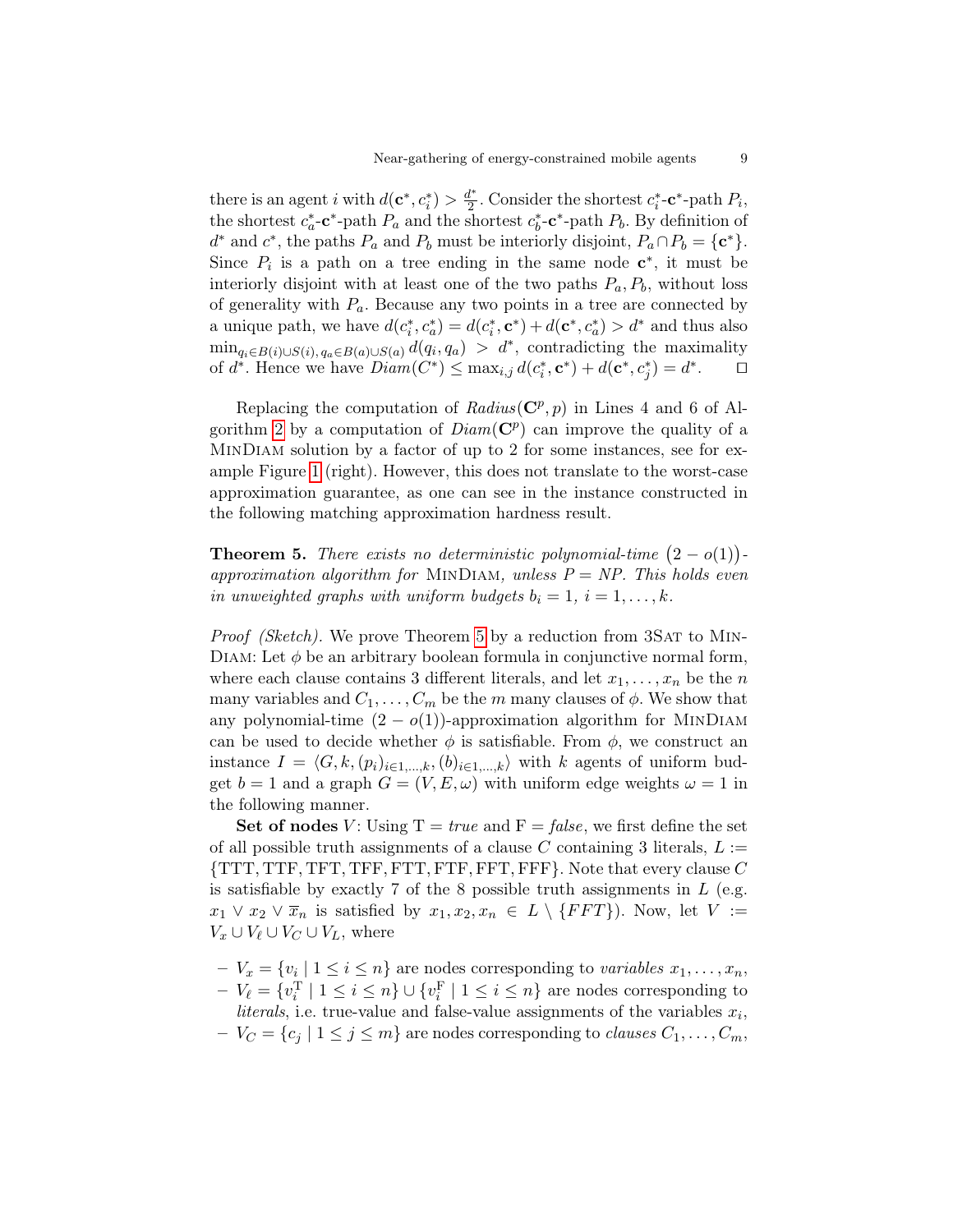there is an agent $i$ with $d(\mathbf{c}^*, c_i^*) > \frac{d^*}{2}$. Consider the shortest $c_i^*$-$\mathbf{c}^*$-path $P_i$, the shortest $c_a^*$-$\mathbf{c}^*$-path $P_a$ and the shortest $c_b^*$-$\mathbf{c}^*$-path $P_b$. By definition of $d^*$ and $c^*$, the paths $P_a$ and $P_b$ must be interiorly disjoint, $P_a \cap P_b = \{\mathbf{c}^*\}$. Since $P_i$ is a path on a tree ending in the same node $\mathbf{c}^*$, it must be interiorly disjoint with at least one of the two paths $P_a, P_b$, without loss of generality with $P_a$. Because any two points in a tree are connected by a unique path, we have $d(c_i^*, c_a^*) = d(c_i^*, \mathbf{c}^*) + d(\mathbf{c}^*, c_a^*) > d^*$ and thus also $\min_{q_i \in B(i) \cup S(i),\, q_a \in B(a) \cup S(a)} d(q_i, q_a) > d^*$, contradicting the maximality of $d^*$. Hence we have $Diam(C^*) \leq \max_{i,j} d(c_i^*, \mathbf{c}^*) + d(\mathbf{c}^*, c_j^*) = d^*$. □

Replacing the computation of $Radius(\mathbf{C}^p, p)$ in Lines 4 and 6 of Algorithm 2 by a computation of $Diam(\mathbf{C}^p)$ can improve the quality of a MinDiam solution by a factor of up to 2 for some instances, see for example Figure 1 (right). However, this does not translate to the worst-case approximation guarantee, as one can see in the instance constructed in the following matching approximation hardness result.

**Theorem 5.** *There exists no deterministic polynomial-time $(2 - o(1))$-approximation algorithm for* MinDiam*, unless P = NP. This holds even in unweighted graphs with uniform budgets $b_i = 1$, $i = 1, \ldots, k$.*

*Proof (Sketch).* We prove Theorem 5 by a reduction from 3Sat to MinDiam: Let $\phi$ be an arbitrary boolean formula in conjunctive normal form, where each clause contains 3 different literals, and let $x_1, \ldots, x_n$ be the $n$ many variables and $C_1, \ldots, C_m$ be the $m$ many clauses of $\phi$. We show that any polynomial-time $(2 - o(1))$-approximation algorithm for MinDiam can be used to decide whether $\phi$ is satisfiable. From $\phi$, we construct an instance $I = \langle G, k, (p_i)_{i \in 1,\ldots,k}, (b)_{i \in 1,\ldots,k} \rangle$ with $k$ agents of uniform budget $b = 1$ and a graph $G = (V, E, \omega)$ with uniform edge weights $\omega = 1$ in the following manner.

**Set of nodes $V$:** Using $\mathrm{T} = \mathit{true}$ and $\mathrm{F} = \mathit{false}$, we first define the set of all possible truth assignments of a clause $C$ containing 3 literals, $L := \{\mathrm{TTT}, \mathrm{TTF}, \mathrm{TFT}, \mathrm{TFF}, \mathrm{FTT}, \mathrm{FTF}, \mathrm{FFT}, \mathrm{FFF}\}$. Note that every clause $C$ is satisfiable by exactly 7 of the 8 possible truth assignments in $L$ (e.g. $x_1 \vee x_2 \vee \overline{x}_n$ is satisfied by $x_1, x_2, x_n \in L \setminus \{FFT\}$). Now, let $V := V_x \cup V_\ell \cup V_C \cup V_L$, where

- $V_x = \{v_i \mid 1 \leq i \leq n\}$ are nodes corresponding to *variables* $x_1, \ldots, x_n$,
- $V_\ell = \{v_i^{\mathrm{T}} \mid 1 \leq i \leq n\} \cup \{v_i^{\mathrm{F}} \mid 1 \leq i \leq n\}$ are nodes corresponding to *literals*, i.e. true-value and false-value assignments of the variables $x_i$,
- $V_C = \{c_j \mid 1 \leq j \leq m\}$ are nodes corresponding to *clauses* $C_1, \ldots, C_m$,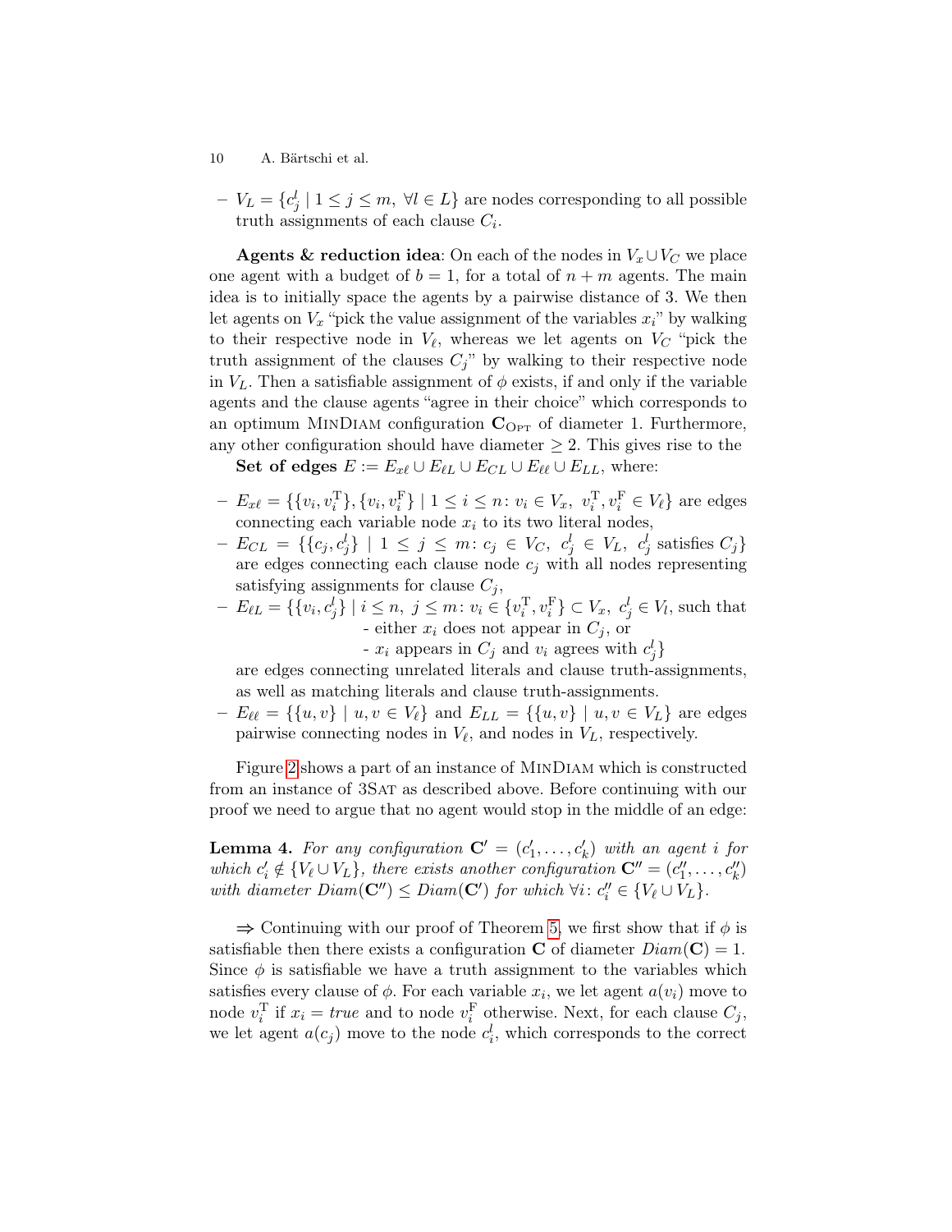- $V_L = \{c_j^l \mid 1 \leq j \leq m,\ \forall l \in L\}$ are nodes corresponding to all possible truth assignments of each clause $C_i$.

**Agents & reduction idea**: On each of the nodes in $V_x \cup V_C$ we place one agent with a budget of $b = 1$, for a total of $n + m$ agents. The main idea is to initially space the agents by a pairwise distance of 3. We then let agents on $V_x$ "pick the value assignment of the variables $x_i$" by walking to their respective node in $V_\ell$, whereas we let agents on $V_C$ "pick the truth assignment of the clauses $C_j$" by walking to their respective node in $V_L$. Then a satisfiable assignment of $\phi$ exists, if and only if the variable agents and the clause agents "agree in their choice" which corresponds to an optimum MinDiam configuration $\mathbf{C}_{\text{OPT}}$ of diameter 1. Furthermore, any other configuration should have diameter $\geq 2$. This gives rise to the

**Set of edges** $E := E_{x\ell} \cup E_{\ell L} \cup E_{CL} \cup E_{\ell\ell} \cup E_{LL}$, where:

- $E_{x\ell} = \{\{v_i, v_i^{\text{T}}\}, \{v_i, v_i^{\text{F}}\} \mid 1 \leq i \leq n \colon v_i \in V_x,\ v_i^{\text{T}}, v_i^{\text{F}} \in V_\ell\}$ are edges connecting each variable node $x_i$ to its two literal nodes,
- $E_{CL} = \{\{c_j, c_j^l\} \mid 1 \leq j \leq m \colon c_j \in V_C,\ c_j^l \in V_L,\ c_j^l \text{ satisfies } C_j\}$ are edges connecting each clause node $c_j$ with all nodes representing satisfying assignments for clause $C_j$,
- $E_{\ell L} = \{\{v_i, c_j^l\} \mid i \leq n,\ j \leq m \colon v_i \in \{v_i^{\text{T}}, v_i^{\text{F}}\} \subset V_x,\ c_j^l \in V_l$, such that
  - either $x_i$ does not appear in $C_j$, or
  - $x_i$ appears in $C_j$ and $v_i$ agrees with $c_j^l\}$

  are edges connecting unrelated literals and clause truth-assignments, as well as matching literals and clause truth-assignments.
- $E_{\ell\ell} = \{\{u, v\} \mid u, v \in V_\ell\}$ and $E_{LL} = \{\{u, v\} \mid u, v \in V_L\}$ are edges pairwise connecting nodes in $V_\ell$, and nodes in $V_L$, respectively.

Figure 2 shows a part of an instance of MinDiam which is constructed from an instance of 3Sat as described above. Before continuing with our proof we need to argue that no agent would stop in the middle of an edge:

**Lemma 4.** *For any configuration $\mathbf{C}' = (c_1', \ldots, c_k')$ with an agent $i$ for which $c_i' \notin \{V_\ell \cup V_L\}$, there exists another configuration $\mathbf{C}'' = (c_1'', \ldots, c_k'')$ with diameter $Diam(\mathbf{C}'') \leq Diam(\mathbf{C}')$ for which $\forall i \colon c_i'' \in \{V_\ell \cup V_L\}$.*

$\Rightarrow$ Continuing with our proof of Theorem 5, we first show that if $\phi$ is satisfiable then there exists a configuration $\mathbf{C}$ of diameter $Diam(\mathbf{C}) = 1$. Since $\phi$ is satisfiable we have a truth assignment to the variables which satisfies every clause of $\phi$. For each variable $x_i$, we let agent $a(v_i)$ move to node $v_i^{\text{T}}$ if $x_i = \mathit{true}$ and to node $v_i^{\text{F}}$ otherwise. Next, for each clause $C_j$, we let agent $a(c_j)$ move to the node $c_i^l$, which corresponds to the correct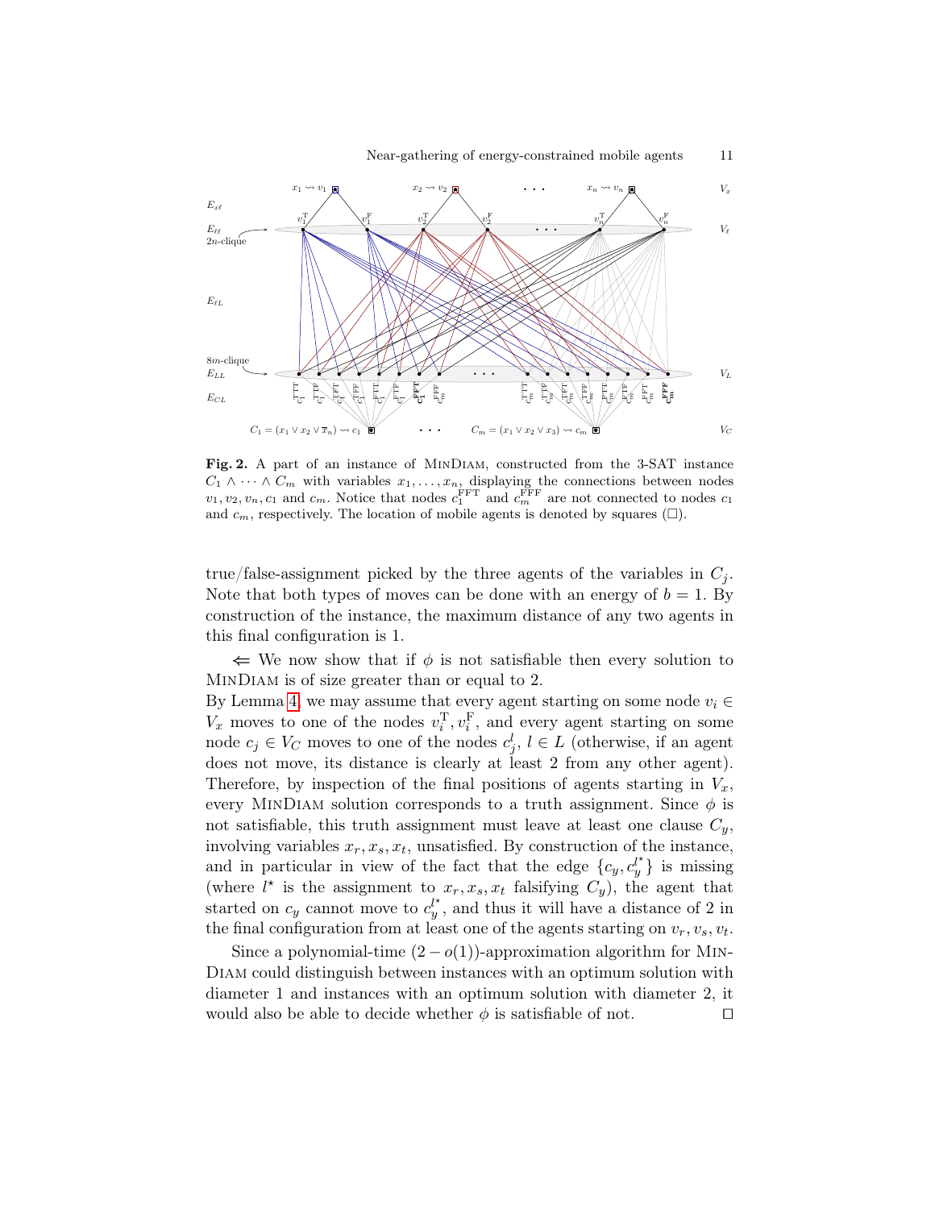**Fig. 2.** A part of an instance of MinDiam, constructed from the 3-SAT instance $C_1 \wedge \cdots \wedge C_m$ with variables $x_1, \ldots, x_n$, displaying the connections between nodes $v_1, v_2, v_n, c_1$ and $c_m$. Notice that nodes $c_1^{\mathrm{FFT}}$ and $c_m^{\mathrm{FFF}}$ are not connected to nodes $c_1$ and $c_m$, respectively. The location of mobile agents is denoted by squares (□).

true/false-assignment picked by the three agents of the variables in $C_j$. Note that both types of moves can be done with an energy of $b = 1$. By construction of the instance, the maximum distance of any two agents in this final configuration is 1.

$\Leftarrow$ We now show that if $\phi$ is not satisfiable then every solution to MinDiam is of size greater than or equal to 2.
By Lemma 4, we may assume that every agent starting on some node $v_i \in V_x$ moves to one of the nodes $v_i^{\mathrm{T}}, v_i^{\mathrm{F}}$, and every agent starting on some node $c_j \in V_C$ moves to one of the nodes $c_j^l$, $l \in L$ (otherwise, if an agent does not move, its distance is clearly at least 2 from any other agent). Therefore, by inspection of the final positions of agents starting in $V_x$, every MinDiam solution corresponds to a truth assignment. Since $\phi$ is not satisfiable, this truth assignment must leave at least one clause $C_y$, involving variables $x_r, x_s, x_t$, unsatisfied. By construction of the instance, and in particular in view of the fact that the edge $\{c_y, c_y^{l^\star}\}$ is missing (where $l^\star$ is the assignment to $x_r, x_s, x_t$ falsifying $C_y$), the agent that started on $c_y$ cannot move to $c_y^{l^\star}$, and thus it will have a distance of 2 in the final configuration from at least one of the agents starting on $v_r, v_s, v_t$.

Since a polynomial-time $(2 - o(1))$-approximation algorithm for MinDiam could distinguish between instances with an optimum solution with diameter 1 and instances with an optimum solution with diameter 2, it would also be able to decide whether $\phi$ is satisfiable of not. ◻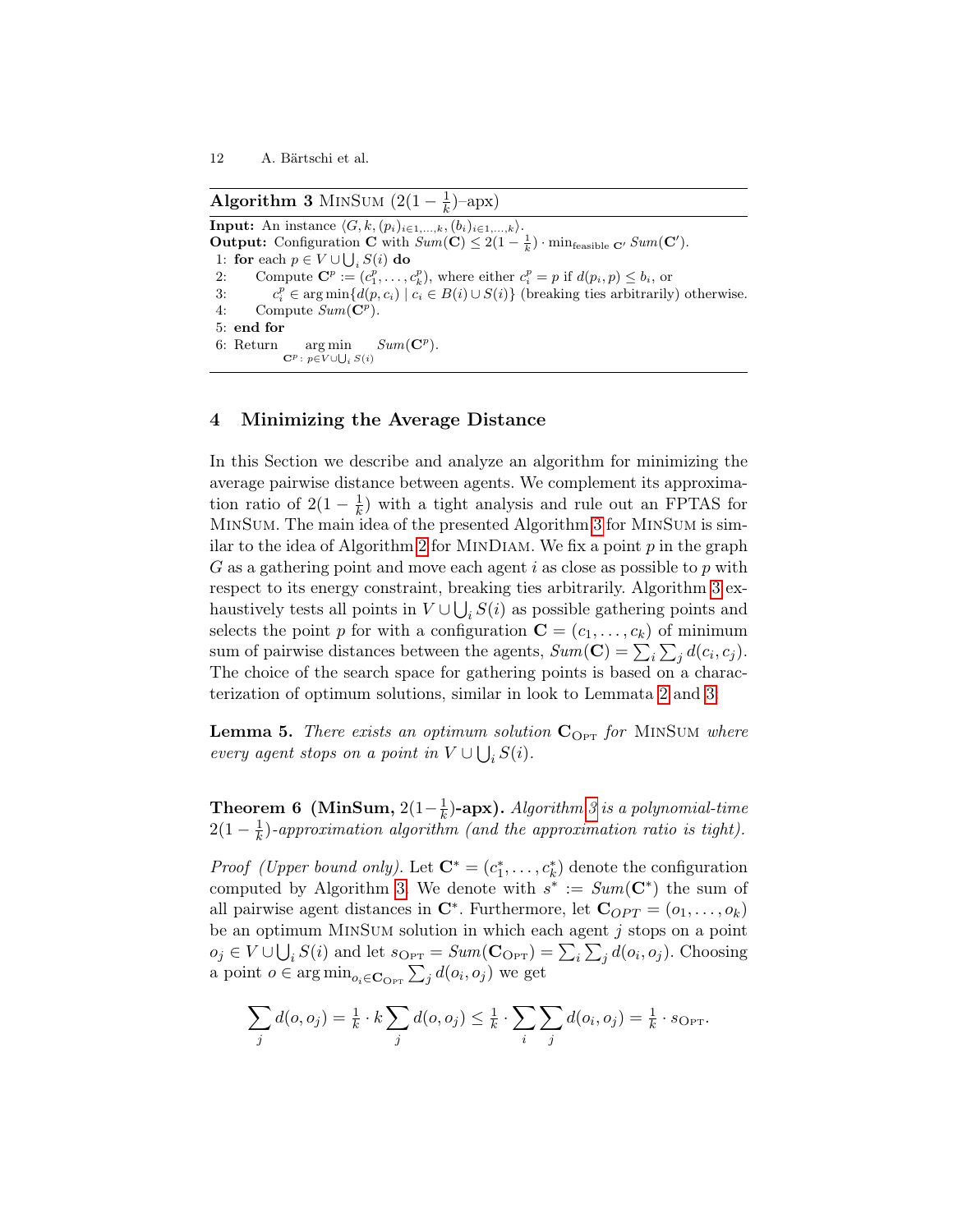**Algorithm 3** MinSum $(2(1-\frac{1}{k})$–apx)

**Input:** An instance $\langle G, k, (p_i)_{i \in 1,\ldots,k}, (b_i)_{i \in 1,\ldots,k}\rangle$.
**Output:** Configuration $\mathbf{C}$ with $Sum(\mathbf{C}) \leq 2(1-\frac{1}{k}) \cdot \min_{\text{feasible } \mathbf{C}'} Sum(\mathbf{C}')$.

```
1: for each p ∈ V ∪ ⋃_i S(i) do
2:     Compute C^p := (c^p_1, ..., c^p_k), where either c^p_i = p if d(p_i, p) ≤ b_i, or
3:         c^p_i ∈ arg min{d(p, c_i) | c_i ∈ B(i) ∪ S(i)} (breaking ties arbitrarily) otherwise.
4:     Compute Sum(C^p).
5: end for
6: Return arg min_{C^p : p ∈ V ∪ ⋃_i S(i)} Sum(C^p).
```

## 4 Minimizing the Average Distance

In this Section we describe and analyze an algorithm for minimizing the average pairwise distance between agents. We complement its approximation ratio of $2(1-\frac{1}{k})$ with a tight analysis and rule out an FPTAS for MinSum. The main idea of the presented Algorithm 3 for MinSum is similar to the idea of Algorithm 2 for MinDiam. We fix a point $p$ in the graph $G$ as a gathering point and move each agent $i$ as close as possible to $p$ with respect to its energy constraint, breaking ties arbitrarily. Algorithm 3 exhaustively tests all points in $V \cup \bigcup_i S(i)$ as possible gathering points and selects the point $p$ for with a configuration $\mathbf{C} = (c_1, \ldots, c_k)$ of minimum sum of pairwise distances between the agents, $Sum(\mathbf{C}) = \sum_i \sum_j d(c_i, c_j)$. The choice of the search space for gathering points is based on a characterization of optimum solutions, similar in look to Lemmata 2 and 3:

**Lemma 5.** *There exists an optimum solution $\mathbf{C}_{\text{OPT}}$ for* MinSum *where every agent stops on a point in $V \cup \bigcup_i S(i)$.*

**Theorem 6 (MinSum, $2(1-\frac{1}{k})$-apx).** *Algorithm 3 is a polynomial-time $2(1-\frac{1}{k})$-approximation algorithm (and the approximation ratio is tight).*

*Proof (Upper bound only).* Let $\mathbf{C}^* = (c_1^*, \ldots, c_k^*)$ denote the configuration computed by Algorithm 3. We denote with $s^* := Sum(\mathbf{C}^*)$ the sum of all pairwise agent distances in $\mathbf{C}^*$. Furthermore, let $\mathbf{C}_{OPT} = (o_1, \ldots, o_k)$ be an optimum MinSum solution in which each agent $j$ stops on a point $o_j \in V \cup \bigcup_i S(i)$ and let $s_{\text{OPT}} = Sum(\mathbf{C}_{\text{OPT}}) = \sum_i \sum_j d(o_i, o_j)$. Choosing a point $o \in \arg\min_{o_i \in \mathbf{C}_{\text{OPT}}} \sum_j d(o_i, o_j)$ we get

$$\sum_j d(o, o_j) = \tfrac{1}{k} \cdot k \sum_j d(o, o_j) \leq \tfrac{1}{k} \cdot \sum_i \sum_j d(o_i, o_j) = \tfrac{1}{k} \cdot s_{\text{OPT}}.$$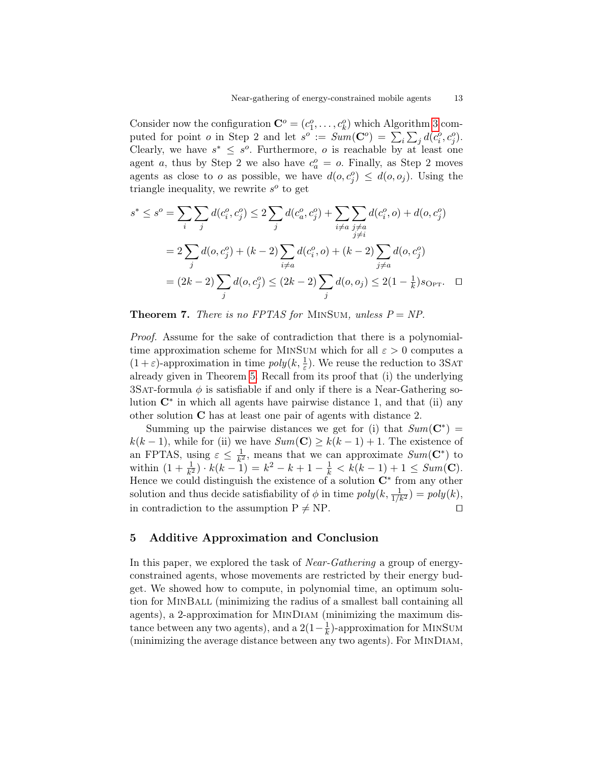Consider now the configuration $\mathbf{C}^o = (c_1^o, \dots, c_k^o)$ which Algorithm 3 computed for point $o$ in Step 2 and let $s^o := \mathit{Sum}(\mathbf{C}^o) = \sum_i \sum_j d(c_i^o, c_j^o)$. Clearly, we have $s^* \leq s^o$. Furthermore, $o$ is reachable by at least one agent $a$, thus by Step 2 we also have $c_a^o = o$. Finally, as Step 2 moves agents as close to $o$ as possible, we have $d(o, c_j^o) \leq d(o, o_j)$. Using the triangle inequality, we rewrite $s^o$ to get

$$
\begin{aligned}
s^* \leq s^o = \sum_i \sum_j d(c_i^o, c_j^o) &\leq 2 \sum_j d(c_a^o, c_j^o) + \sum_{i \neq a} \sum_{\substack{j \neq a \\ j \neq i}} d(c_i^o, o) + d(o, c_j^o) \\
&= 2 \sum_j d(o, c_j^o) + (k-2) \sum_{i \neq a} d(c_i^o, o) + (k-2) \sum_{j \neq a} d(o, c_j^o) \\
&= (2k-2) \sum_j d(o, c_j^o) \leq (2k-2) \sum_j d(o, o_j) \leq 2(1 - \tfrac{1}{k}) s_{\text{OPT}}. \quad \square
\end{aligned}
$$

**Theorem 7.** *There is no FPTAS for* MinSum*, unless P = NP.*

*Proof.* Assume for the sake of contradiction that there is a polynomial-time approximation scheme for MinSum which for all $\varepsilon > 0$ computes a $(1+\varepsilon)$-approximation in time $\mathit{poly}(k, \frac{1}{\varepsilon})$. We reuse the reduction to 3Sat already given in Theorem 5. Recall from its proof that (i) the underlying 3Sat-formula $\phi$ is satisfiable if and only if there is a Near-Gathering solution $\mathbf{C}^*$ in which all agents have pairwise distance 1, and that (ii) any other solution $\mathbf{C}$ has at least one pair of agents with distance 2.

Summing up the pairwise distances we get for (i) that $\mathit{Sum}(\mathbf{C}^*) = k(k-1)$, while for (ii) we have $\mathit{Sum}(\mathbf{C}) \geq k(k-1) + 1$. The existence of an FPTAS, using $\varepsilon \leq \frac{1}{k^2}$, means that we can approximate $\mathit{Sum}(\mathbf{C}^*)$ to within $(1 + \frac{1}{k^2}) \cdot k(k-1) = k^2 - k + 1 - \frac{1}{k} < k(k-1) + 1 \leq \mathit{Sum}(\mathbf{C})$. Hence we could distinguish the existence of a solution $\mathbf{C}^*$ from any other solution and thus decide satisfiability of $\phi$ in time $\mathit{poly}(k, \frac{1}{1/k^2}) = \mathit{poly}(k)$, in contradiction to the assumption P $\neq$ NP. $\square$

## 5 Additive Approximation and Conclusion

In this paper, we explored the task of *Near-Gathering* a group of energy-constrained agents, whose movements are restricted by their energy budget. We showed how to compute, in polynomial time, an optimum solution for MinBall (minimizing the radius of a smallest ball containing all agents), a 2-approximation for MinDiam (minimizing the maximum distance between any two agents), and a $2(1-\frac{1}{k})$-approximation for MinSum (minimizing the average distance between any two agents). For MinDiam,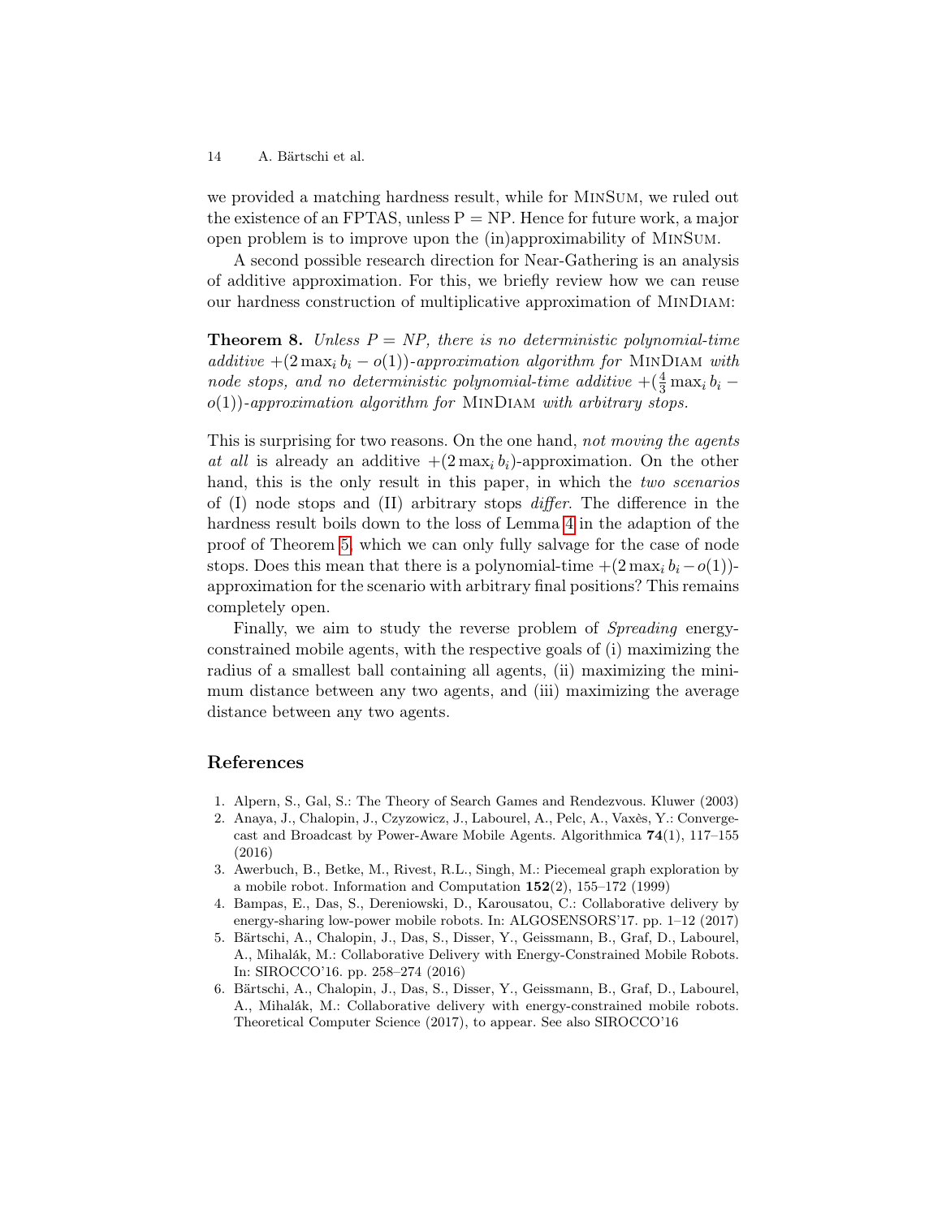we provided a matching hardness result, while for MinSum, we ruled out the existence of an FPTAS, unless P = NP. Hence for future work, a major open problem is to improve upon the (in)approximability of MinSum.

A second possible research direction for Near-Gathering is an analysis of additive approximation. For this, we briefly review how we can reuse our hardness construction of multiplicative approximation of MinDiam:

**Theorem 8.** *Unless P = NP, there is no deterministic polynomial-time additive $+(2\max_i b_i - o(1))$-approximation algorithm for* MinDiam *with node stops, and no deterministic polynomial-time additive $+(\frac{4}{3}\max_i b_i - o(1))$-approximation algorithm for* MinDiam *with arbitrary stops.*

This is surprising for two reasons. On the one hand, *not moving the agents at all* is already an additive $+(2\max_i b_i)$-approximation. On the other hand, this is the only result in this paper, in which the *two scenarios* of (I) node stops and (II) arbitrary stops *differ*. The difference in the hardness result boils down to the loss of Lemma 4 in the adaption of the proof of Theorem 5, which we can only fully salvage for the case of node stops. Does this mean that there is a polynomial-time $+(2\max_i b_i - o(1))$-approximation for the scenario with arbitrary final positions? This remains completely open.

Finally, we aim to study the reverse problem of *Spreading* energy-constrained mobile agents, with the respective goals of (i) maximizing the radius of a smallest ball containing all agents, (ii) maximizing the minimum distance between any two agents, and (iii) maximizing the average distance between any two agents.

## References

1. Alpern, S., Gal, S.: The Theory of Search Games and Rendezvous. Kluwer (2003)
2. Anaya, J., Chalopin, J., Czyzowicz, J., Labourel, A., Pelc, A., Vaxès, Y.: Convergecast and Broadcast by Power-Aware Mobile Agents. Algorithmica **74**(1), 117–155 (2016)
3. Awerbuch, B., Betke, M., Rivest, R.L., Singh, M.: Piecemeal graph exploration by a mobile robot. Information and Computation **152**(2), 155–172 (1999)
4. Bampas, E., Das, S., Dereniowski, D., Karousatou, C.: Collaborative delivery by energy-sharing low-power mobile robots. In: ALGOSENSORS'17. pp. 1–12 (2017)
5. Bärtschi, A., Chalopin, J., Das, S., Disser, Y., Geissmann, B., Graf, D., Labourel, A., Mihalák, M.: Collaborative Delivery with Energy-Constrained Mobile Robots. In: SIROCCO'16. pp. 258–274 (2016)
6. Bärtschi, A., Chalopin, J., Das, S., Disser, Y., Geissmann, B., Graf, D., Labourel, A., Mihalák, M.: Collaborative delivery with energy-constrained mobile robots. Theoretical Computer Science (2017), to appear. See also SIROCCO'16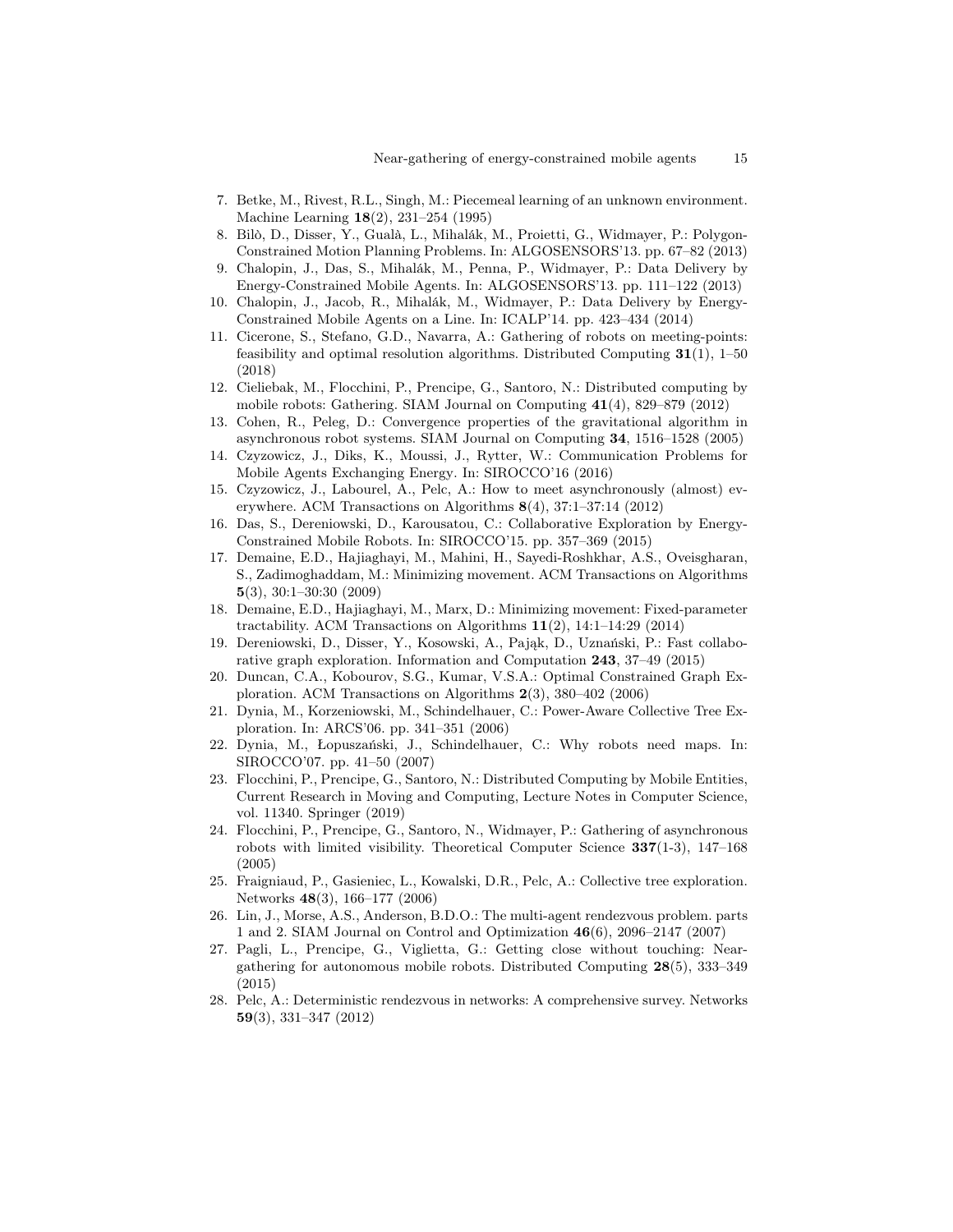7. Betke, M., Rivest, R.L., Singh, M.: Piecemeal learning of an unknown environment. Machine Learning **18**(2), 231–254 (1995)
8. Bilò, D., Disser, Y., Gualà, L., Mihalák, M., Proietti, G., Widmayer, P.: Polygon-Constrained Motion Planning Problems. In: ALGOSENSORS'13. pp. 67–82 (2013)
9. Chalopin, J., Das, S., Mihalák, M., Penna, P., Widmayer, P.: Data Delivery by Energy-Constrained Mobile Agents. In: ALGOSENSORS'13. pp. 111–122 (2013)
10. Chalopin, J., Jacob, R., Mihalák, M., Widmayer, P.: Data Delivery by Energy-Constrained Mobile Agents on a Line. In: ICALP'14. pp. 423–434 (2014)
11. Cicerone, S., Stefano, G.D., Navarra, A.: Gathering of robots on meeting-points: feasibility and optimal resolution algorithms. Distributed Computing **31**(1), 1–50 (2018)
12. Cieliebak, M., Flocchini, P., Prencipe, G., Santoro, N.: Distributed computing by mobile robots: Gathering. SIAM Journal on Computing **41**(4), 829–879 (2012)
13. Cohen, R., Peleg, D.: Convergence properties of the gravitational algorithm in asynchronous robot systems. SIAM Journal on Computing **34**, 1516–1528 (2005)
14. Czyzowicz, J., Diks, K., Moussi, J., Rytter, W.: Communication Problems for Mobile Agents Exchanging Energy. In: SIROCCO'16 (2016)
15. Czyzowicz, J., Labourel, A., Pelc, A.: How to meet asynchronously (almost) everywhere. ACM Transactions on Algorithms **8**(4), 37:1–37:14 (2012)
16. Das, S., Dereniowski, D., Karousatou, C.: Collaborative Exploration by Energy-Constrained Mobile Robots. In: SIROCCO'15. pp. 357–369 (2015)
17. Demaine, E.D., Hajiaghayi, M., Mahini, H., Sayedi-Roshkhar, A.S., Oveisgharan, S., Zadimoghaddam, M.: Minimizing movement. ACM Transactions on Algorithms **5**(3), 30:1–30:30 (2009)
18. Demaine, E.D., Hajiaghayi, M., Marx, D.: Minimizing movement: Fixed-parameter tractability. ACM Transactions on Algorithms **11**(2), 14:1–14:29 (2014)
19. Dereniowski, D., Disser, Y., Kosowski, A., Pająk, D., Uznański, P.: Fast collaborative graph exploration. Information and Computation **243**, 37–49 (2015)
20. Duncan, C.A., Kobourov, S.G., Kumar, V.S.A.: Optimal Constrained Graph Exploration. ACM Transactions on Algorithms **2**(3), 380–402 (2006)
21. Dynia, M., Korzeniowski, M., Schindelhauer, C.: Power-Aware Collective Tree Exploration. In: ARCS'06. pp. 341–351 (2006)
22. Dynia, M., Łopuszański, J., Schindelhauer, C.: Why robots need maps. In: SIROCCO'07. pp. 41–50 (2007)
23. Flocchini, P., Prencipe, G., Santoro, N.: Distributed Computing by Mobile Entities, Current Research in Moving and Computing, Lecture Notes in Computer Science, vol. 11340. Springer (2019)
24. Flocchini, P., Prencipe, G., Santoro, N., Widmayer, P.: Gathering of asynchronous robots with limited visibility. Theoretical Computer Science **337**(1-3), 147–168 (2005)
25. Fraigniaud, P., Gasieniec, L., Kowalski, D.R., Pelc, A.: Collective tree exploration. Networks **48**(3), 166–177 (2006)
26. Lin, J., Morse, A.S., Anderson, B.D.O.: The multi-agent rendezvous problem. parts 1 and 2. SIAM Journal on Control and Optimization **46**(6), 2096–2147 (2007)
27. Pagli, L., Prencipe, G., Viglietta, G.: Getting close without touching: Near-gathering for autonomous mobile robots. Distributed Computing **28**(5), 333–349 (2015)
28. Pelc, A.: Deterministic rendezvous in networks: A comprehensive survey. Networks **59**(3), 331–347 (2012)